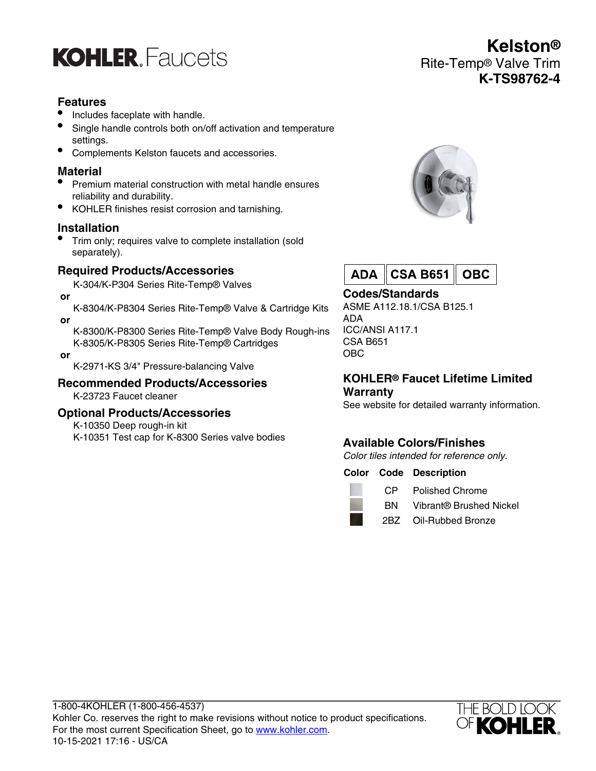KOHLER. Faucets

# Kelston®

## Rite-Temp® Valve Trim

## K-TS98762-4

### Features

- Includes faceplate with handle.
- Single handle controls both on/off activation and temperature settings.
- Complements Kelston faucets and accessories.

### Material

- Premium material construction with metal handle ensures reliability and durability.
- KOHLER finishes resist corrosion and tarnishing.

### Installation

- Trim only; requires valve to complete installation (sold separately).

### Required Products/Accessories

K-304/K-P304 Series Rite-Temp® Valves

**or**

K-8304/K-P8304 Series Rite-Temp® Valve & Cartridge Kits

**or**

K-8300/K-P8300 Series Rite-Temp® Valve Body Rough-ins
K-8305/K-P8305 Series Rite-Temp® Cartridges

**or**

K-2971-KS 3/4" Pressure-balancing Valve

### Recommended Products/Accessories

K-23723 Faucet cleaner

### Optional Products/Accessories

K-10350 Deep rough-in kit
K-10351 Test cap for K-8300 Series valve bodies

**ADA** | **CSA B651** | **OBC**

### Codes/Standards

ASME A112.18.1/CSA B125.1
ADA
ICC/ANSI A117.1
CSA B651
OBC

### KOHLER® Faucet Lifetime Limited Warranty

See website for detailed warranty information.

### Available Colors/Finishes

*Color tiles intended for reference only.*

| Color | Code | Description |
| --- | --- | --- |
| | CP | Polished Chrome |
| | BN | Vibrant® Brushed Nickel |
| | 2BZ | Oil-Rubbed Bronze |

1-800-4KOHLER (1-800-456-4537)
Kohler Co. reserves the right to make revisions without notice to product specifications.
For the most current Specification Sheet, go to www.kohler.com.
10-15-2021 17:16 - US/CA

THE BOLD LOOK OF KOHLER.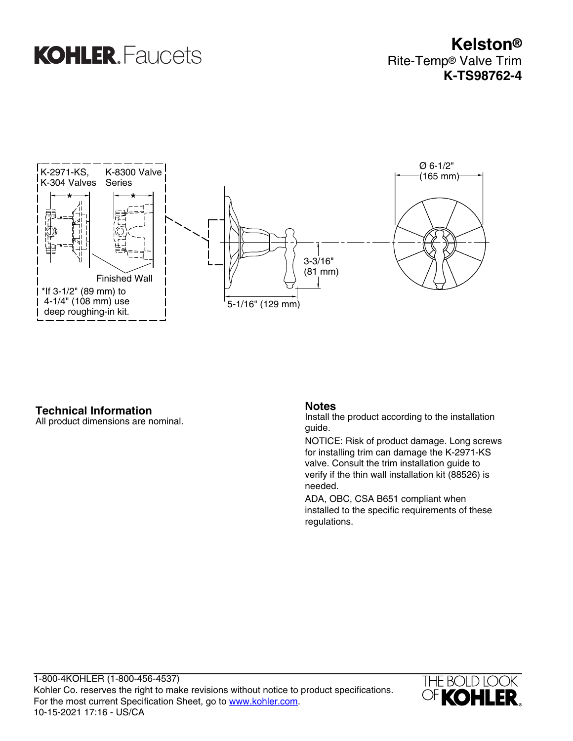**KOHLER** Faucets

# Kelston®

Rite-Temp® Valve Trim

**K-TS98762-4**

K-2971-KS, K-304 Valves

K-8300 Valve Series

Finished Wall

*If 3-1/2" (89 mm) to 4-1/4" (108 mm) use deep roughing-in kit.

Ø 6-1/2" (165 mm)

3-3/16" (81 mm)

5-1/16" (129 mm)

## Technical Information

All product dimensions are nominal.

## Notes

Install the product according to the installation guide.

NOTICE: Risk of product damage. Long screws for installing trim can damage the K-2971-KS valve. Consult the trim installation guide to verify if the thin wall installation kit (88526) is needed.

ADA, OBC, CSA B651 compliant when installed to the specific requirements of these regulations.

1-800-4KOHLER (1-800-456-4537)

Kohler Co. reserves the right to make revisions without notice to product specifications.

For the most current Specification Sheet, go to www.kohler.com.

10-15-2021 17:16 - US/CA